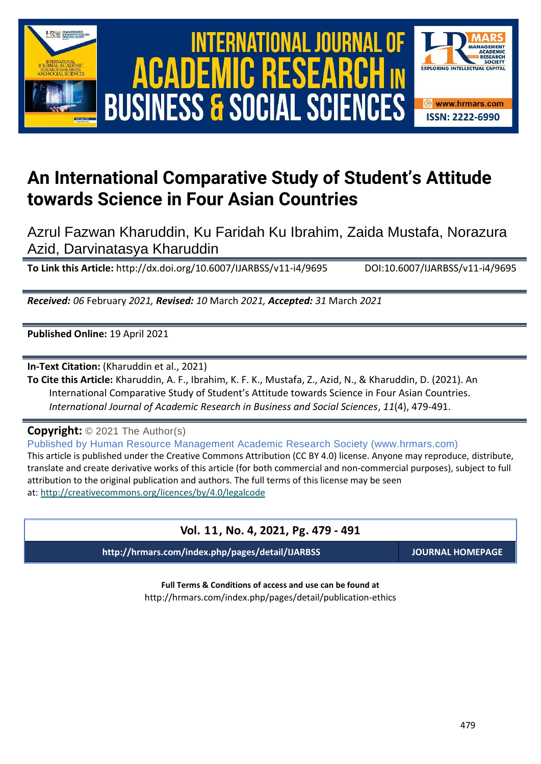# An International Comparative Study of Student's Attitude towards Science in Four Asian Countries

Azrul Fazwan Kharuddin, Ku Faridah Ku Ibrahim, Zaida Mustafa, Norazura Azid, Darvinatasya Kharuddin

**To Link this Article:** http://dx.doi.org/10.6007/IJARBSS/v11-i4/9695 DOI:10.6007/IJARBSS/v11-i4/9695

***Received:*** *06* February *2021,* ***Revised:*** *10* March *2021,* ***Accepted:*** *31* March *2021*

**Published Online:** 19 April 2021

**In-Text Citation:** (Kharuddin et al., 2021)

**To Cite this Article:** Kharuddin, A. F., Ibrahim, K. F. K., Mustafa, Z., Azid, N., & Kharuddin, D. (2021). An International Comparative Study of Student's Attitude towards Science in Four Asian Countries. *International Journal of Academic Research in Business and Social Sciences*, *11*(4), 479-491.

**Copyright:** © 2021 The Author(s)

Published by Human Resource Management Academic Research Society (www.hrmars.com)

This article is published under the Creative Commons Attribution (CC BY 4.0) license. Anyone may reproduce, distribute, translate and create derivative works of this article (for both commercial and non-commercial purposes), subject to full attribution to the original publication and authors. The full terms of this license may be seen at: http://creativecommons.org/licences/by/4.0/legalcode

**Vol. 11, No. 4, 2021, Pg. 479 - 491**

**http://hrmars.com/index.php/pages/detail/IJARBSS** **JOURNAL HOMEPAGE**

**Full Terms & Conditions of access and use can be found at**

http://hrmars.com/index.php/pages/detail/publication-ethics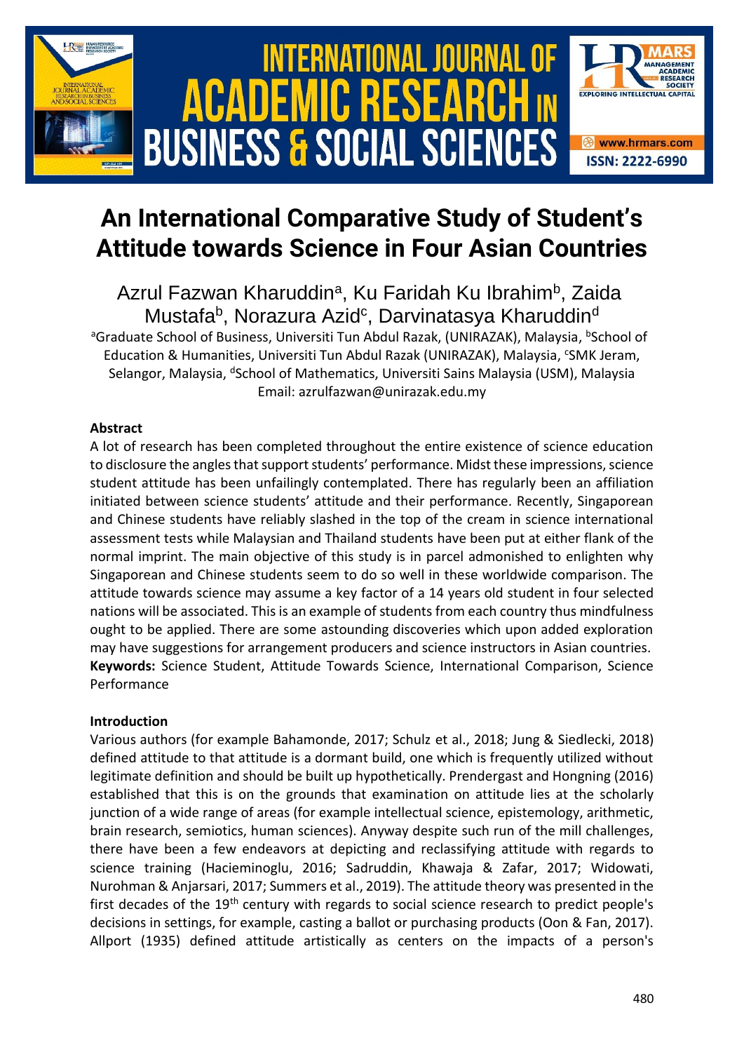# An International Comparative Study of Student's Attitude towards Science in Four Asian Countries

Azrul Fazwan Kharuddin[a], Ku Faridah Ku Ibrahim[b], Zaida Mustafa[b], Norazura Azid[c], Darvinatasya Kharuddin[d]

[a]Graduate School of Business, Universiti Tun Abdul Razak, (UNIRAZAK), Malaysia, [b]School of Education & Humanities, Universiti Tun Abdul Razak (UNIRAZAK), Malaysia, [c]SMK Jeram, Selangor, Malaysia, [d]School of Mathematics, Universiti Sains Malaysia (USM), Malaysia

Email: azrulfazwan@unirazak.edu.my

**Abstract**

A lot of research has been completed throughout the entire existence of science education to disclosure the angles that support students' performance. Midst these impressions, science student attitude has been unfailingly contemplated. There has regularly been an affiliation initiated between science students' attitude and their performance. Recently, Singaporean and Chinese students have reliably slashed in the top of the cream in science international assessment tests while Malaysian and Thailand students have been put at either flank of the normal imprint. The main objective of this study is in parcel admonished to enlighten why Singaporean and Chinese students seem to do so well in these worldwide comparison. The attitude towards science may assume a key factor of a 14 years old student in four selected nations will be associated. This is an example of students from each country thus mindfulness ought to be applied. There are some astounding discoveries which upon added exploration may have suggestions for arrangement producers and science instructors in Asian countries.

**Keywords:** Science Student, Attitude Towards Science, International Comparison, Science Performance

**Introduction**

Various authors (for example Bahamonde, 2017; Schulz et al., 2018; Jung & Siedlecki, 2018) defined attitude to that attitude is a dormant build, one which is frequently utilized without legitimate definition and should be built up hypothetically. Prendergast and Hongning (2016) established that this is on the grounds that examination on attitude lies at the scholarly junction of a wide range of areas (for example intellectual science, epistemology, arithmetic, brain research, semiotics, human sciences). Anyway despite such run of the mill challenges, there have been a few endeavors at depicting and reclassifying attitude with regards to science training (Hacieminoglu, 2016; Sadruddin, Khawaja & Zafar, 2017; Widowati, Nurohman & Anjarsari, 2017; Summers et al., 2019). The attitude theory was presented in the first decades of the 19th century with regards to social science research to predict people's decisions in settings, for example, casting a ballot or purchasing products (Oon & Fan, 2017). Allport (1935) defined attitude artistically as centers on the impacts of a person's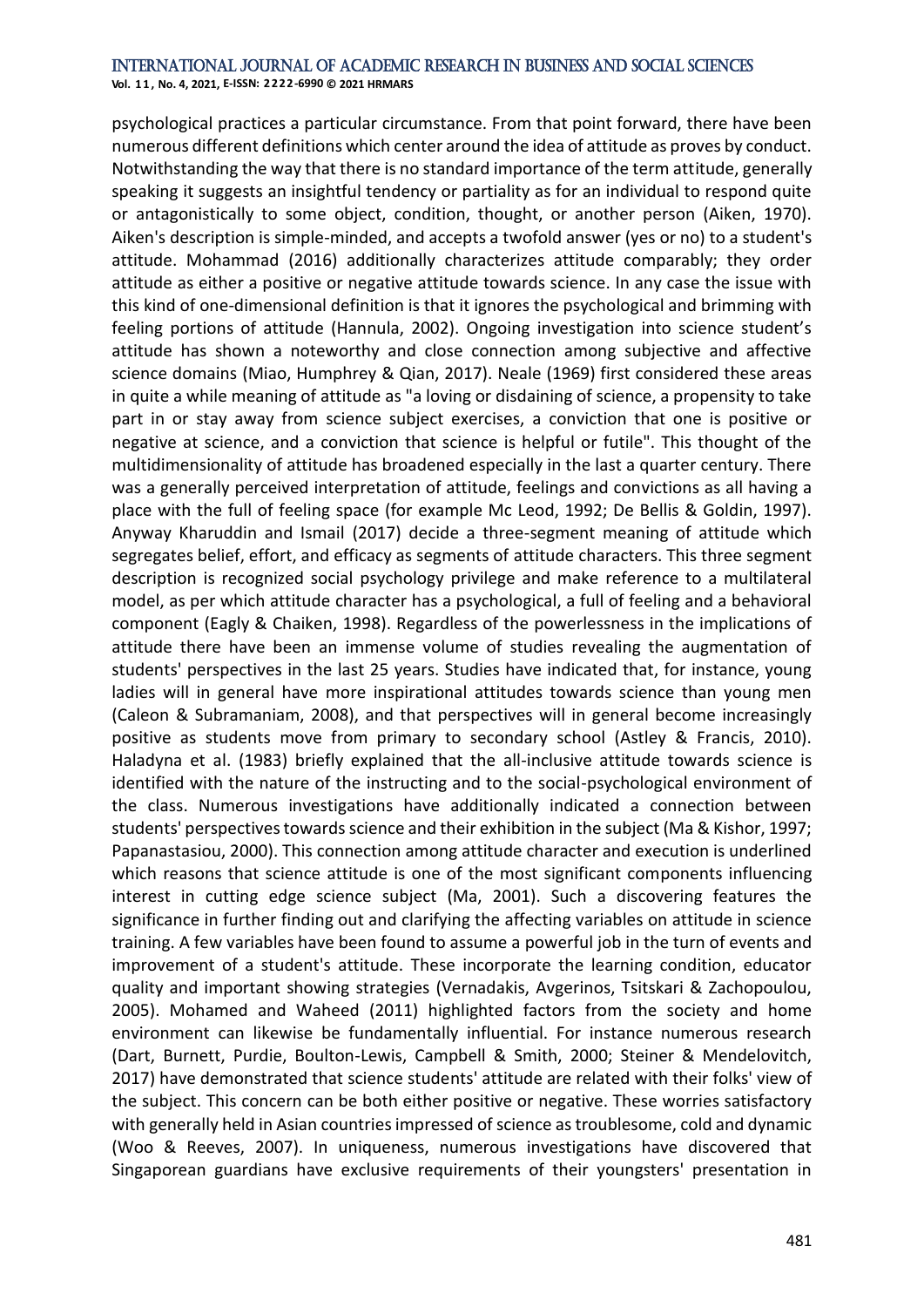psychological practices a particular circumstance. From that point forward, there have been numerous different definitions which center around the idea of attitude as proves by conduct. Notwithstanding the way that there is no standard importance of the term attitude, generally speaking it suggests an insightful tendency or partiality as for an individual to respond quite or antagonistically to some object, condition, thought, or another person (Aiken, 1970). Aiken's description is simple-minded, and accepts a twofold answer (yes or no) to a student's attitude. Mohammad (2016) additionally characterizes attitude comparably; they order attitude as either a positive or negative attitude towards science. In any case the issue with this kind of one-dimensional definition is that it ignores the psychological and brimming with feeling portions of attitude (Hannula, 2002). Ongoing investigation into science student's attitude has shown a noteworthy and close connection among subjective and affective science domains (Miao, Humphrey & Qian, 2017). Neale (1969) first considered these areas in quite a while meaning of attitude as "a loving or disdaining of science, a propensity to take part in or stay away from science subject exercises, a conviction that one is positive or negative at science, and a conviction that science is helpful or futile". This thought of the multidimensionality of attitude has broadened especially in the last a quarter century. There was a generally perceived interpretation of attitude, feelings and convictions as all having a place with the full of feeling space (for example Mc Leod, 1992; De Bellis & Goldin, 1997). Anyway Kharuddin and Ismail (2017) decide a three-segment meaning of attitude which segregates belief, effort, and efficacy as segments of attitude characters. This three segment description is recognized social psychology privilege and make reference to a multilateral model, as per which attitude character has a psychological, a full of feeling and a behavioral component (Eagly & Chaiken, 1998). Regardless of the powerlessness in the implications of attitude there have been an immense volume of studies revealing the augmentation of students' perspectives in the last 25 years. Studies have indicated that, for instance, young ladies will in general have more inspirational attitudes towards science than young men (Caleon & Subramaniam, 2008), and that perspectives will in general become increasingly positive as students move from primary to secondary school (Astley & Francis, 2010). Haladyna et al. (1983) briefly explained that the all-inclusive attitude towards science is identified with the nature of the instructing and to the social-psychological environment of the class. Numerous investigations have additionally indicated a connection between students' perspectives towards science and their exhibition in the subject (Ma & Kishor, 1997; Papanastasiou, 2000). This connection among attitude character and execution is underlined which reasons that science attitude is one of the most significant components influencing interest in cutting edge science subject (Ma, 2001). Such a discovering features the significance in further finding out and clarifying the affecting variables on attitude in science training. A few variables have been found to assume a powerful job in the turn of events and improvement of a student's attitude. These incorporate the learning condition, educator quality and important showing strategies (Vernadakis, Avgerinos, Tsitskari & Zachopoulou, 2005). Mohamed and Waheed (2011) highlighted factors from the society and home environment can likewise be fundamentally influential. For instance numerous research (Dart, Burnett, Purdie, Boulton-Lewis, Campbell & Smith, 2000; Steiner & Mendelovitch, 2017) have demonstrated that science students' attitude are related with their folks' view of the subject. This concern can be both either positive or negative. These worries satisfactory with generally held in Asian countries impressed of science as troublesome, cold and dynamic (Woo & Reeves, 2007). In uniqueness, numerous investigations have discovered that Singaporean guardians have exclusive requirements of their youngsters' presentation in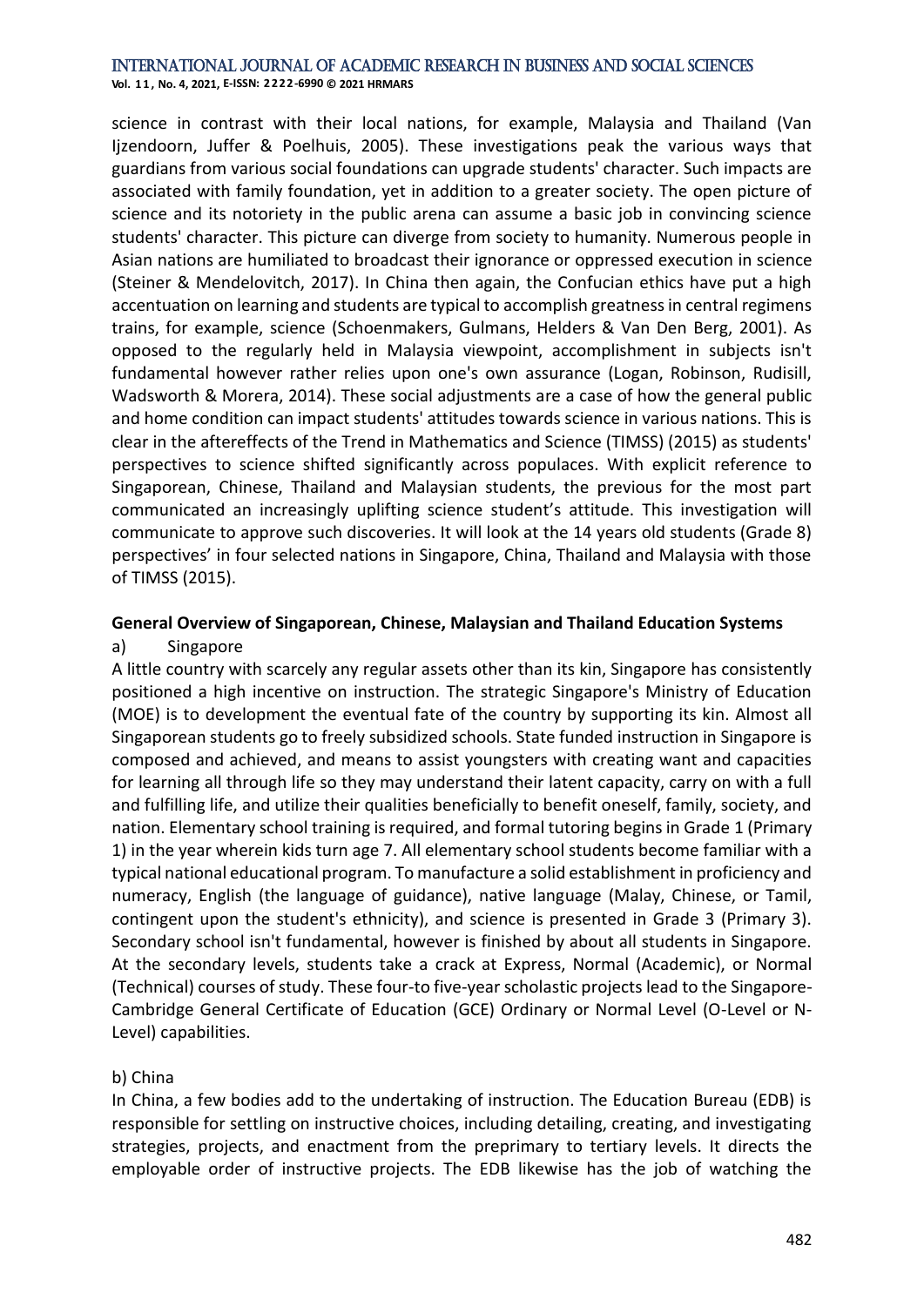science in contrast with their local nations, for example, Malaysia and Thailand (Van Ijzendoorn, Juffer & Poelhuis, 2005). These investigations peak the various ways that guardians from various social foundations can upgrade students' character. Such impacts are associated with family foundation, yet in addition to a greater society. The open picture of science and its notoriety in the public arena can assume a basic job in convincing science students' character. This picture can diverge from society to humanity. Numerous people in Asian nations are humiliated to broadcast their ignorance or oppressed execution in science (Steiner & Mendelovitch, 2017). In China then again, the Confucian ethics have put a high accentuation on learning and students are typical to accomplish greatness in central regimens trains, for example, science (Schoenmakers, Gulmans, Helders & Van Den Berg, 2001). As opposed to the regularly held in Malaysia viewpoint, accomplishment in subjects isn't fundamental however rather relies upon one's own assurance (Logan, Robinson, Rudisill, Wadsworth & Morera, 2014). These social adjustments are a case of how the general public and home condition can impact students' attitudes towards science in various nations. This is clear in the aftereffects of the Trend in Mathematics and Science (TIMSS) (2015) as students' perspectives to science shifted significantly across populaces. With explicit reference to Singaporean, Chinese, Thailand and Malaysian students, the previous for the most part communicated an increasingly uplifting science student's attitude. This investigation will communicate to approve such discoveries. It will look at the 14 years old students (Grade 8) perspectives' in four selected nations in Singapore, China, Thailand and Malaysia with those of TIMSS (2015).

**General Overview of Singaporean, Chinese, Malaysian and Thailand Education Systems**

a) Singapore

A little country with scarcely any regular assets other than its kin, Singapore has consistently positioned a high incentive on instruction. The strategic Singapore's Ministry of Education (MOE) is to development the eventual fate of the country by supporting its kin. Almost all Singaporean students go to freely subsidized schools. State funded instruction in Singapore is composed and achieved, and means to assist youngsters with creating want and capacities for learning all through life so they may understand their latent capacity, carry on with a full and fulfilling life, and utilize their qualities beneficially to benefit oneself, family, society, and nation. Elementary school training is required, and formal tutoring begins in Grade 1 (Primary 1) in the year wherein kids turn age 7. All elementary school students become familiar with a typical national educational program. To manufacture a solid establishment in proficiency and numeracy, English (the language of guidance), native language (Malay, Chinese, or Tamil, contingent upon the student's ethnicity), and science is presented in Grade 3 (Primary 3). Secondary school isn't fundamental, however is finished by about all students in Singapore. At the secondary levels, students take a crack at Express, Normal (Academic), or Normal (Technical) courses of study. These four-to five-year scholastic projects lead to the Singapore-Cambridge General Certificate of Education (GCE) Ordinary or Normal Level (O-Level or N-Level) capabilities.

b) China

In China, a few bodies add to the undertaking of instruction. The Education Bureau (EDB) is responsible for settling on instructive choices, including detailing, creating, and investigating strategies, projects, and enactment from the preprimary to tertiary levels. It directs the employable order of instructive projects. The EDB likewise has the job of watching the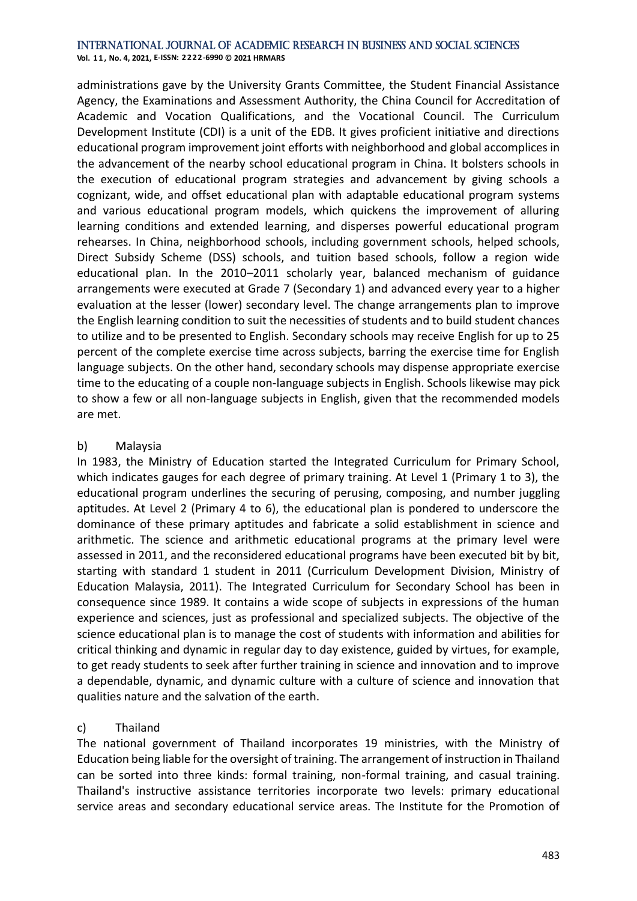administrations gave by the University Grants Committee, the Student Financial Assistance Agency, the Examinations and Assessment Authority, the China Council for Accreditation of Academic and Vocation Qualifications, and the Vocational Council. The Curriculum Development Institute (CDI) is a unit of the EDB. It gives proficient initiative and directions educational program improvement joint efforts with neighborhood and global accomplices in the advancement of the nearby school educational program in China. It bolsters schools in the execution of educational program strategies and advancement by giving schools a cognizant, wide, and offset educational plan with adaptable educational program systems and various educational program models, which quickens the improvement of alluring learning conditions and extended learning, and disperses powerful educational program rehearses. In China, neighborhood schools, including government schools, helped schools, Direct Subsidy Scheme (DSS) schools, and tuition based schools, follow a region wide educational plan. In the 2010–2011 scholarly year, balanced mechanism of guidance arrangements were executed at Grade 7 (Secondary 1) and advanced every year to a higher evaluation at the lesser (lower) secondary level. The change arrangements plan to improve the English learning condition to suit the necessities of students and to build student chances to utilize and to be presented to English. Secondary schools may receive English for up to 25 percent of the complete exercise time across subjects, barring the exercise time for English language subjects. On the other hand, secondary schools may dispense appropriate exercise time to the educating of a couple non-language subjects in English. Schools likewise may pick to show a few or all non-language subjects in English, given that the recommended models are met.

b) Malaysia

In 1983, the Ministry of Education started the Integrated Curriculum for Primary School, which indicates gauges for each degree of primary training. At Level 1 (Primary 1 to 3), the educational program underlines the securing of perusing, composing, and number juggling aptitudes. At Level 2 (Primary 4 to 6), the educational plan is pondered to underscore the dominance of these primary aptitudes and fabricate a solid establishment in science and arithmetic. The science and arithmetic educational programs at the primary level were assessed in 2011, and the reconsidered educational programs have been executed bit by bit, starting with standard 1 student in 2011 (Curriculum Development Division, Ministry of Education Malaysia, 2011). The Integrated Curriculum for Secondary School has been in consequence since 1989. It contains a wide scope of subjects in expressions of the human experience and sciences, just as professional and specialized subjects. The objective of the science educational plan is to manage the cost of students with information and abilities for critical thinking and dynamic in regular day to day existence, guided by virtues, for example, to get ready students to seek after further training in science and innovation and to improve a dependable, dynamic, and dynamic culture with a culture of science and innovation that qualities nature and the salvation of the earth.

c) Thailand

The national government of Thailand incorporates 19 ministries, with the Ministry of Education being liable for the oversight of training. The arrangement of instruction in Thailand can be sorted into three kinds: formal training, non-formal training, and casual training. Thailand's instructive assistance territories incorporate two levels: primary educational service areas and secondary educational service areas. The Institute for the Promotion of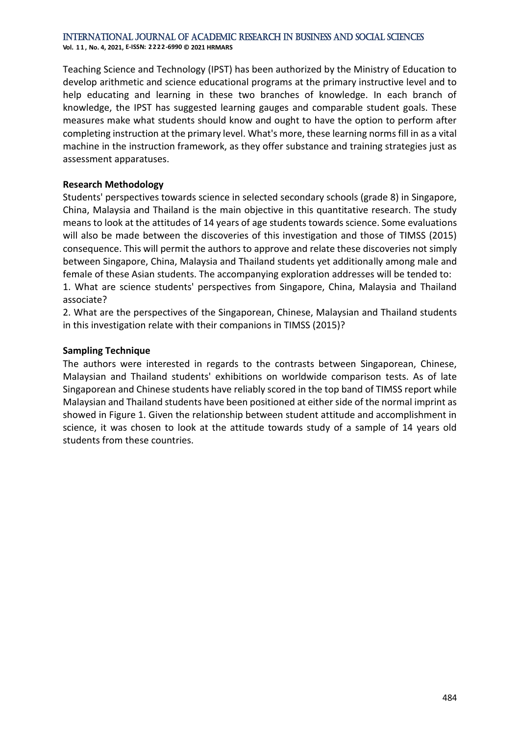Teaching Science and Technology (IPST) has been authorized by the Ministry of Education to develop arithmetic and science educational programs at the primary instructive level and to help educating and learning in these two branches of knowledge. In each branch of knowledge, the IPST has suggested learning gauges and comparable student goals. These measures make what students should know and ought to have the option to perform after completing instruction at the primary level. What's more, these learning norms fill in as a vital machine in the instruction framework, as they offer substance and training strategies just as assessment apparatuses.

## Research Methodology

Students' perspectives towards science in selected secondary schools (grade 8) in Singapore, China, Malaysia and Thailand is the main objective in this quantitative research. The study means to look at the attitudes of 14 years of age students towards science. Some evaluations will also be made between the discoveries of this investigation and those of TIMSS (2015) consequence. This will permit the authors to approve and relate these discoveries not simply between Singapore, China, Malaysia and Thailand students yet additionally among male and female of these Asian students. The accompanying exploration addresses will be tended to:

1. What are science students' perspectives from Singapore, China, Malaysia and Thailand associate?
2. What are the perspectives of the Singaporean, Chinese, Malaysian and Thailand students in this investigation relate with their companions in TIMSS (2015)?

## Sampling Technique

The authors were interested in regards to the contrasts between Singaporean, Chinese, Malaysian and Thailand students' exhibitions on worldwide comparison tests. As of late Singaporean and Chinese students have reliably scored in the top band of TIMSS report while Malaysian and Thailand students have been positioned at either side of the normal imprint as showed in Figure 1. Given the relationship between student attitude and accomplishment in science, it was chosen to look at the attitude towards study of a sample of 14 years old students from these countries.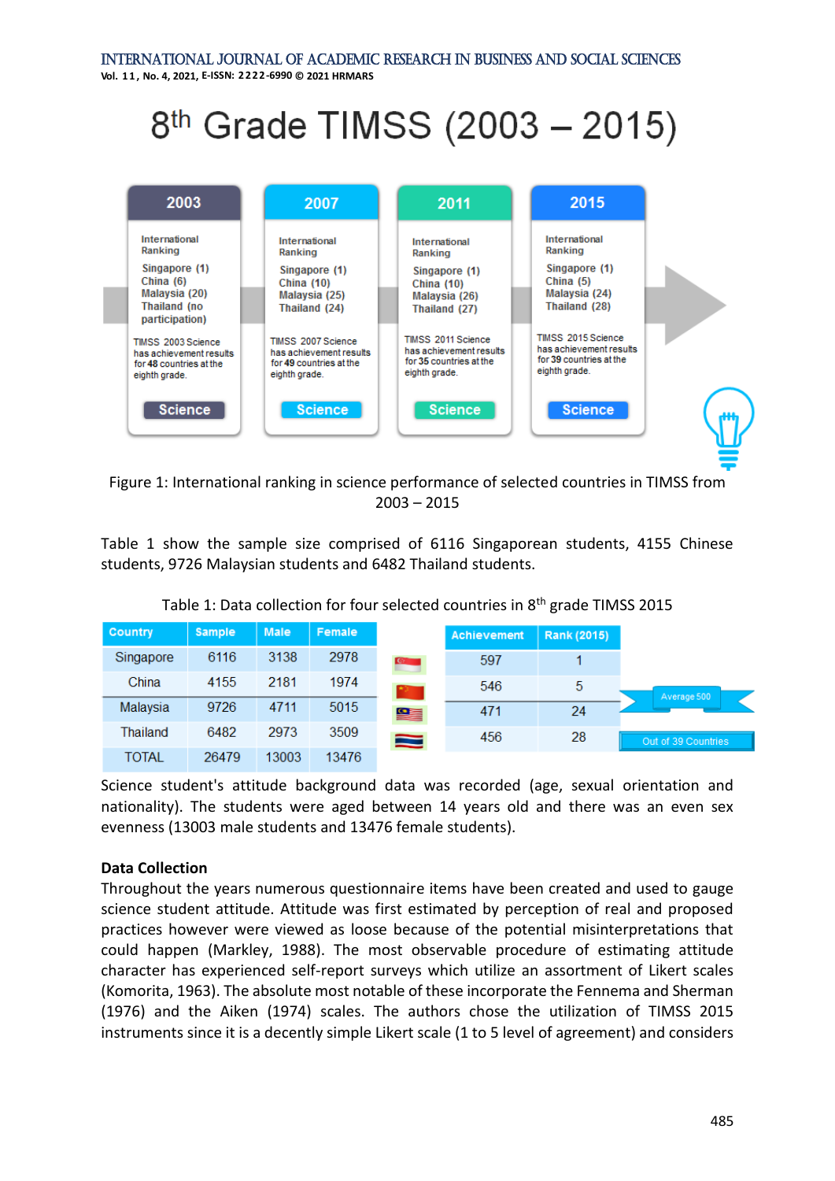# 8th Grade TIMSS (2003 – 2015)

**2003**

International Ranking
Singapore (1)
China (6)
Malaysia (20)
Thailand (no participation)

TIMSS 2003 Science has achievement results for 48 countries at the eighth grade.

Science

**2007**

International Ranking
Singapore (1)
China (10)
Malaysia (25)
Thailand (24)

TIMSS 2007 Science has achievement results for 49 countries at the eighth grade.

Science

**2011**

International Ranking
Singapore (1)
China (10)
Malaysia (26)
Thailand (27)

TIMSS 2011 Science has achievement results for 35 countries at the eighth grade.

Science

**2015**

International Ranking
Singapore (1)
China (5)
Malaysia (24)
Thailand (28)

TIMSS 2015 Science has achievement results for 39 countries at the eighth grade.

Science

Figure 1: International ranking in science performance of selected countries in TIMSS from 2003 – 2015

Table 1 show the sample size comprised of 6116 Singaporean students, 4155 Chinese students, 9726 Malaysian students and 6482 Thailand students.

Table 1: Data collection for four selected countries in 8th grade TIMSS 2015

| Country | Sample | Male | Female | Achievement | Rank (2015) |
|---|---|---|---|---|---|
| Singapore | 6116 | 3138 | 2978 | 597 | 1 |
| China | 4155 | 2181 | 1974 | 546 | 5 |
| Malaysia | 9726 | 4711 | 5015 | 471 | 24 |
| Thailand | 6482 | 2973 | 3509 | 456 | 28 |
| TOTAL | 26479 | 13003 | 13476 | | |

Average 500

Out of 39 Countries

Science student's attitude background data was recorded (age, sexual orientation and nationality). The students were aged between 14 years old and there was an even sex evenness (13003 male students and 13476 female students).

### Data Collection

Throughout the years numerous questionnaire items have been created and used to gauge science student attitude. Attitude was first estimated by perception of real and proposed practices however were viewed as loose because of the potential misinterpretations that could happen (Markley, 1988). The most observable procedure of estimating attitude character has experienced self-report surveys which utilize an assortment of Likert scales (Komorita, 1963). The absolute most notable of these incorporate the Fennema and Sherman (1976) and the Aiken (1974) scales. The authors chose the utilization of TIMSS 2015 instruments since it is a decently simple Likert scale (1 to 5 level of agreement) and considers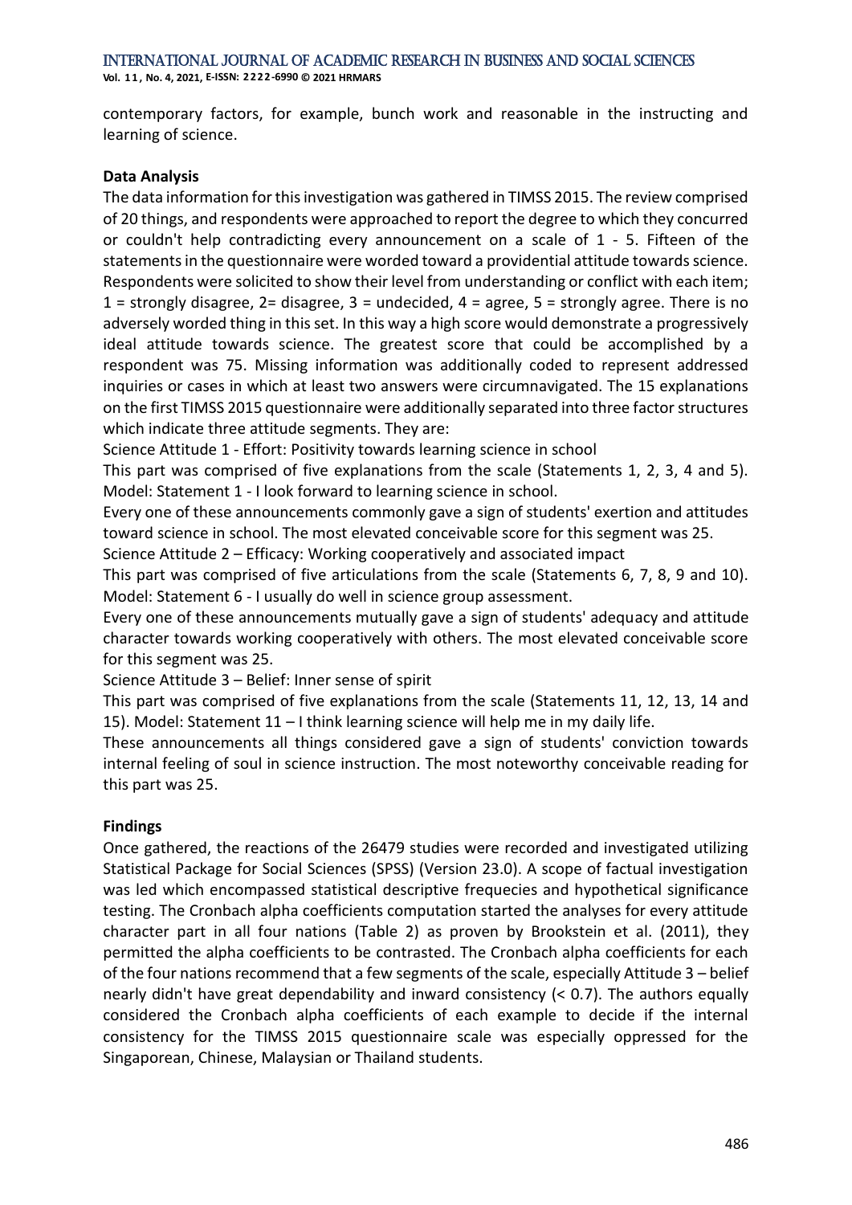contemporary factors, for example, bunch work and reasonable in the instructing and learning of science.

## Data Analysis

The data information for this investigation was gathered in TIMSS 2015. The review comprised of 20 things, and respondents were approached to report the degree to which they concurred or couldn't help contradicting every announcement on a scale of 1 - 5. Fifteen of the statements in the questionnaire were worded toward a providential attitude towards science. Respondents were solicited to show their level from understanding or conflict with each item; 1 = strongly disagree, 2= disagree, 3 = undecided, 4 = agree, 5 = strongly agree. There is no adversely worded thing in this set. In this way a high score would demonstrate a progressively ideal attitude towards science. The greatest score that could be accomplished by a respondent was 75. Missing information was additionally coded to represent addressed inquiries or cases in which at least two answers were circumnavigated. The 15 explanations on the first TIMSS 2015 questionnaire were additionally separated into three factor structures which indicate three attitude segments. They are:

Science Attitude 1 - Effort: Positivity towards learning science in school

This part was comprised of five explanations from the scale (Statements 1, 2, 3, 4 and 5). Model: Statement 1 - I look forward to learning science in school.

Every one of these announcements commonly gave a sign of students' exertion and attitudes toward science in school. The most elevated conceivable score for this segment was 25.

Science Attitude 2 – Efficacy: Working cooperatively and associated impact

This part was comprised of five articulations from the scale (Statements 6, 7, 8, 9 and 10). Model: Statement 6 - I usually do well in science group assessment.

Every one of these announcements mutually gave a sign of students' adequacy and attitude character towards working cooperatively with others. The most elevated conceivable score for this segment was 25.

Science Attitude 3 – Belief: Inner sense of spirit

This part was comprised of five explanations from the scale (Statements 11, 12, 13, 14 and 15). Model: Statement 11 – I think learning science will help me in my daily life.

These announcements all things considered gave a sign of students' conviction towards internal feeling of soul in science instruction. The most noteworthy conceivable reading for this part was 25.

## Findings

Once gathered, the reactions of the 26479 studies were recorded and investigated utilizing Statistical Package for Social Sciences (SPSS) (Version 23.0). A scope of factual investigation was led which encompassed statistical descriptive frequecies and hypothetical significance testing. The Cronbach alpha coefficients computation started the analyses for every attitude character part in all four nations (Table 2) as proven by Brookstein et al. (2011), they permitted the alpha coefficients to be contrasted. The Cronbach alpha coefficients for each of the four nations recommend that a few segments of the scale, especially Attitude 3 – belief nearly didn't have great dependability and inward consistency (< 0.7). The authors equally considered the Cronbach alpha coefficients of each example to decide if the internal consistency for the TIMSS 2015 questionnaire scale was especially oppressed for the Singaporean, Chinese, Malaysian or Thailand students.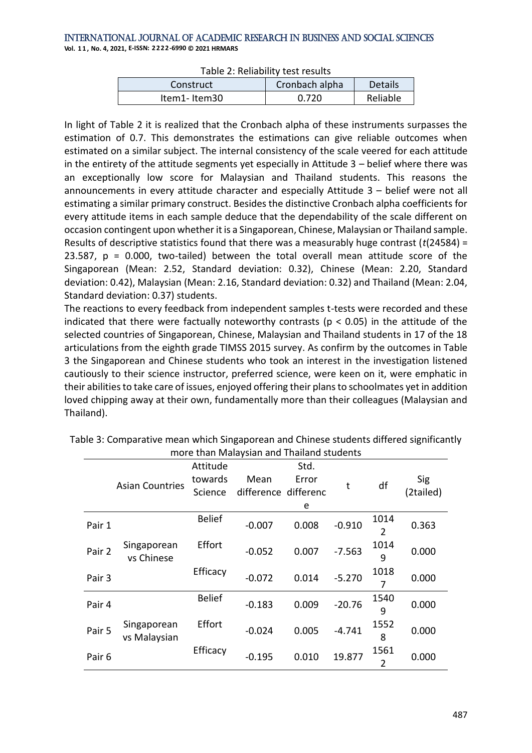Table 2: Reliability test results

| Construct | Cronbach alpha | Details |
|---|---|---|
| Item1- Item30 | 0.720 | Reliable |

In light of Table 2 it is realized that the Cronbach alpha of these instruments surpasses the estimation of 0.7. This demonstrates the estimations can give reliable outcomes when estimated on a similar subject. The internal consistency of the scale veered for each attitude in the entirety of the attitude segments yet especially in Attitude 3 – belief where there was an exceptionally low score for Malaysian and Thailand students. This reasons the announcements in every attitude character and especially Attitude 3 – belief were not all estimating a similar primary construct. Besides the distinctive Cronbach alpha coefficients for every attitude items in each sample deduce that the dependability of the scale different on occasion contingent upon whether it is a Singaporean, Chinese, Malaysian or Thailand sample. Results of descriptive statistics found that there was a measurably huge contrast ($t(24584) = 23.587$, $p = 0.000$, two-tailed) between the total overall mean attitude score of the Singaporean (Mean: 2.52, Standard deviation: 0.32), Chinese (Mean: 2.20, Standard deviation: 0.42), Malaysian (Mean: 2.16, Standard deviation: 0.32) and Thailand (Mean: 2.04, Standard deviation: 0.37) students.

The reactions to every feedback from independent samples t-tests were recorded and these indicated that there were factually noteworthy contrasts ($p < 0.05$) in the attitude of the selected countries of Singaporean, Chinese, Malaysian and Thailand students in 17 of the 18 articulations from the eighth grade TIMSS 2015 survey. As confirm by the outcomes in Table 3 the Singaporean and Chinese students who took an interest in the investigation listened cautiously to their science instructor, preferred science, were keen on it, were emphatic in their abilities to take care of issues, enjoyed offering their plans to schoolmates yet in addition loved chipping away at their own, fundamentally more than their colleagues (Malaysian and Thailand).

Table 3: Comparative mean which Singaporean and Chinese students differed significantly more than Malaysian and Thailand students

| | Asian Countries | Attitude towards Science | Mean difference | Std. Error difference | t | df | Sig (2tailed) |
|---|---|---|---|---|---|---|---|
| Pair 1 | Singaporean vs Chinese | Belief | -0.007 | 0.008 | -0.910 | 10142 | 0.363 |
| Pair 2 | | Effort | -0.052 | 0.007 | -7.563 | 10149 | 0.000 |
| Pair 3 | | Efficacy | -0.072 | 0.014 | -5.270 | 10187 | 0.000 |
| Pair 4 | Singaporean vs Malaysian | Belief | -0.183 | 0.009 | -20.76 | 15409 | 0.000 |
| Pair 5 | | Effort | -0.024 | 0.005 | -4.741 | 15528 | 0.000 |
| Pair 6 | | Efficacy | -0.195 | 0.010 | 19.877 | 15612 | 0.000 |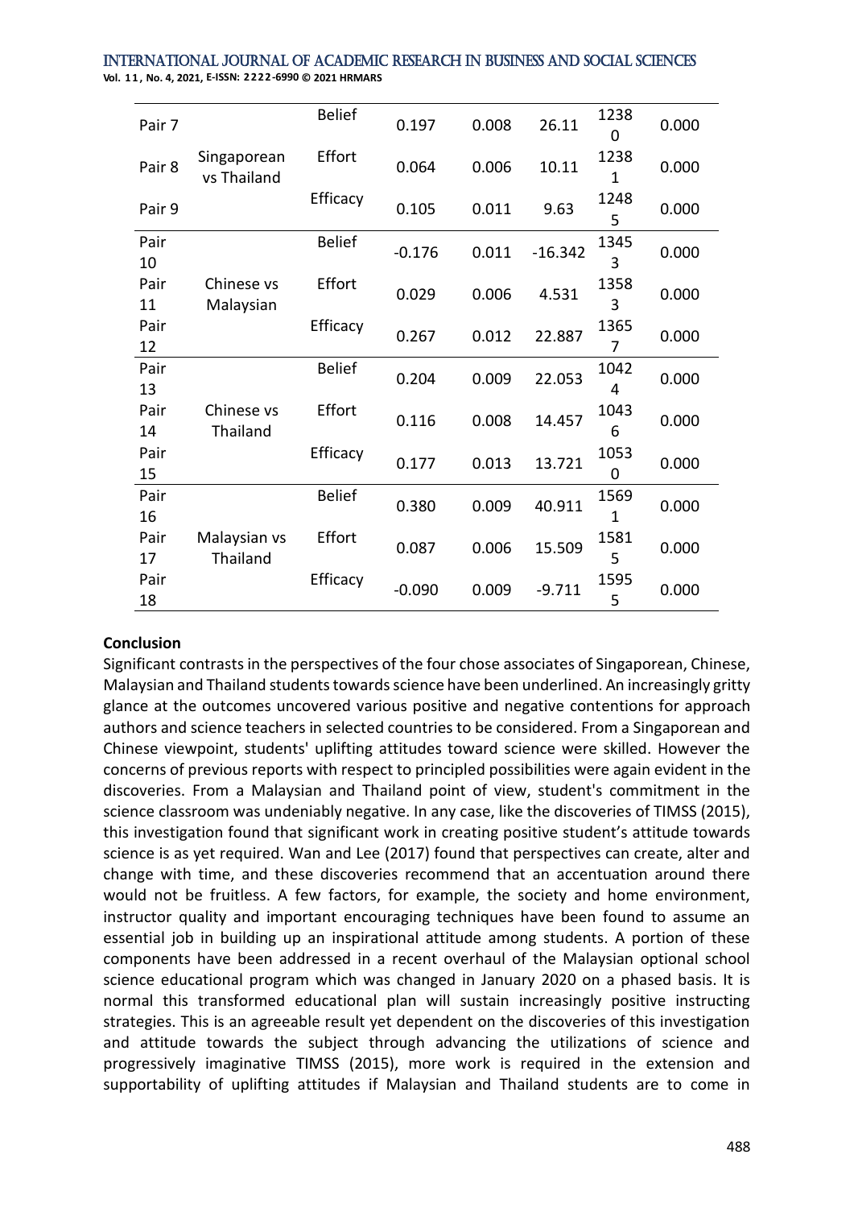| | | | | | | | |
|---|---|---|---|---|---|---|---|
| Pair 7 | Singaporean vs Thailand | Belief | 0.197 | 0.008 | 26.11 | 12380 | 0.000 |
| Pair 8 | | Effort | 0.064 | 0.006 | 10.11 | 12381 | 0.000 |
| Pair 9 | | Efficacy | 0.105 | 0.011 | 9.63 | 12485 | 0.000 |
| Pair 10 | Chinese vs Malaysian | Belief | -0.176 | 0.011 | -16.342 | 13453 | 0.000 |
| Pair 11 | | Effort | 0.029 | 0.006 | 4.531 | 13583 | 0.000 |
| Pair 12 | | Efficacy | 0.267 | 0.012 | 22.887 | 13657 | 0.000 |
| Pair 13 | Chinese vs Thailand | Belief | 0.204 | 0.009 | 22.053 | 10424 | 0.000 |
| Pair 14 | | Effort | 0.116 | 0.008 | 14.457 | 10436 | 0.000 |
| Pair 15 | | Efficacy | 0.177 | 0.013 | 13.721 | 10530 | 0.000 |
| Pair 16 | Malaysian vs Thailand | Belief | 0.380 | 0.009 | 40.911 | 15691 | 0.000 |
| Pair 17 | | Effort | 0.087 | 0.006 | 15.509 | 15815 | 0.000 |
| Pair 18 | | Efficacy | -0.090 | 0.009 | -9.711 | 15955 | 0.000 |

**Conclusion**

Significant contrasts in the perspectives of the four chose associates of Singaporean, Chinese, Malaysian and Thailand students towards science have been underlined. An increasingly gritty glance at the outcomes uncovered various positive and negative contentions for approach authors and science teachers in selected countries to be considered. From a Singaporean and Chinese viewpoint, students' uplifting attitudes toward science were skilled. However the concerns of previous reports with respect to principled possibilities were again evident in the discoveries. From a Malaysian and Thailand point of view, student's commitment in the science classroom was undeniably negative. In any case, like the discoveries of TIMSS (2015), this investigation found that significant work in creating positive student's attitude towards science is as yet required. Wan and Lee (2017) found that perspectives can create, alter and change with time, and these discoveries recommend that an accentuation around there would not be fruitless. A few factors, for example, the society and home environment, instructor quality and important encouraging techniques have been found to assume an essential job in building up an inspirational attitude among students. A portion of these components have been addressed in a recent overhaul of the Malaysian optional school science educational program which was changed in January 2020 on a phased basis. It is normal this transformed educational plan will sustain increasingly positive instructing strategies. This is an agreeable result yet dependent on the discoveries of this investigation and attitude towards the subject through advancing the utilizations of science and progressively imaginative TIMSS (2015), more work is required in the extension and supportability of uplifting attitudes if Malaysian and Thailand students are to come in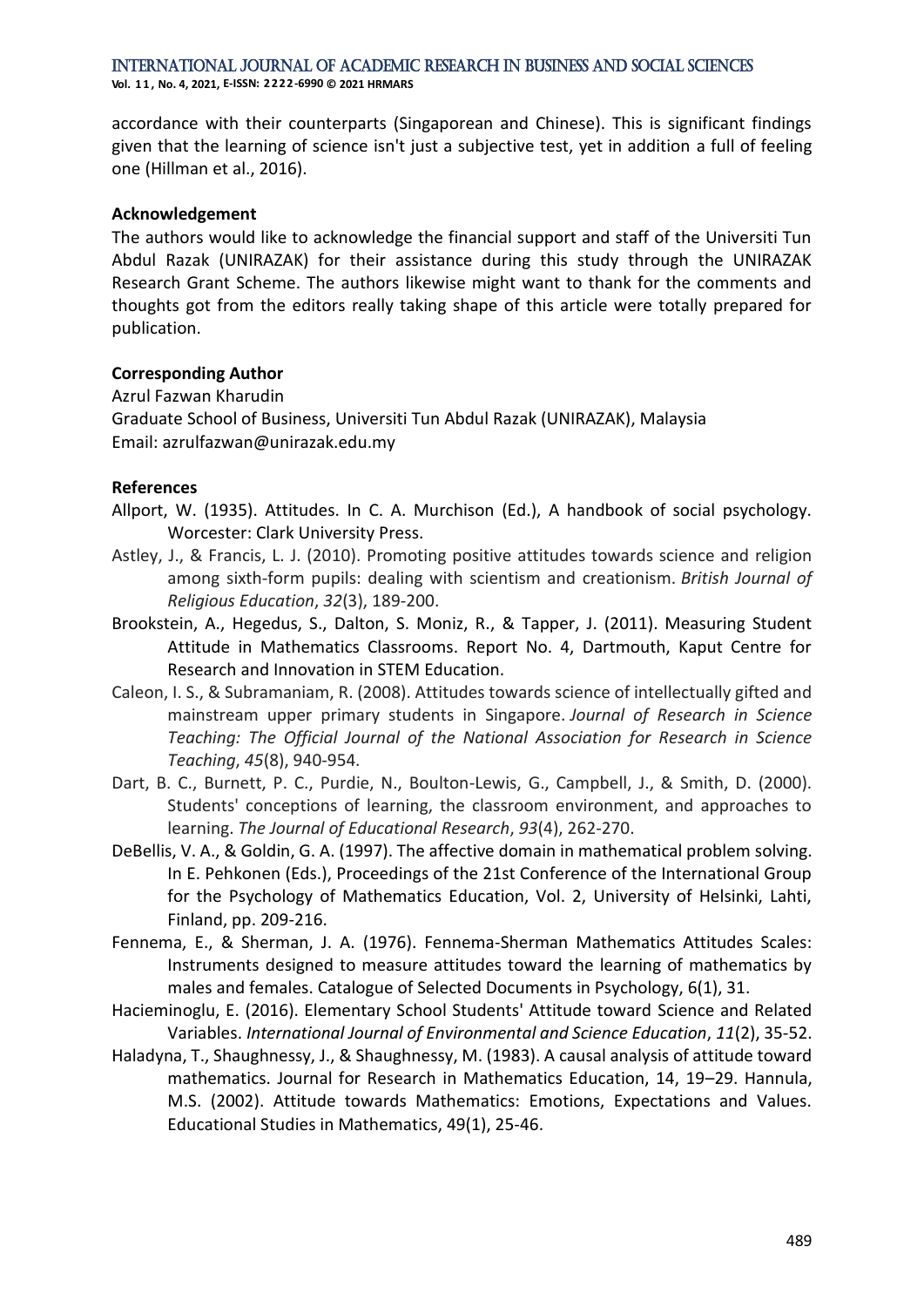accordance with their counterparts (Singaporean and Chinese). This is significant findings given that the learning of science isn't just a subjective test, yet in addition a full of feeling one (Hillman et al., 2016).

**Acknowledgement**

The authors would like to acknowledge the financial support and staff of the Universiti Tun Abdul Razak (UNIRAZAK) for their assistance during this study through the UNIRAZAK Research Grant Scheme. The authors likewise might want to thank for the comments and thoughts got from the editors really taking shape of this article were totally prepared for publication.

**Corresponding Author**

Azrul Fazwan Kharudin
Graduate School of Business, Universiti Tun Abdul Razak (UNIRAZAK), Malaysia
Email: azrulfazwan@unirazak.edu.my

**References**

Allport, W. (1935). Attitudes. In C. A. Murchison (Ed.), A handbook of social psychology. Worcester: Clark University Press.

Astley, J., & Francis, L. J. (2010). Promoting positive attitudes towards science and religion among sixth-form pupils: dealing with scientism and creationism. *British Journal of Religious Education*, *32*(3), 189-200.

Brookstein, A., Hegedus, S., Dalton, S. Moniz, R., & Tapper, J. (2011). Measuring Student Attitude in Mathematics Classrooms. Report No. 4, Dartmouth, Kaput Centre for Research and Innovation in STEM Education.

Caleon, I. S., & Subramaniam, R. (2008). Attitudes towards science of intellectually gifted and mainstream upper primary students in Singapore. *Journal of Research in Science Teaching: The Official Journal of the National Association for Research in Science Teaching*, *45*(8), 940-954.

Dart, B. C., Burnett, P. C., Purdie, N., Boulton-Lewis, G., Campbell, J., & Smith, D. (2000). Students' conceptions of learning, the classroom environment, and approaches to learning. *The Journal of Educational Research*, *93*(4), 262-270.

DeBellis, V. A., & Goldin, G. A. (1997). The affective domain in mathematical problem solving. In E. Pehkonen (Eds.), Proceedings of the 21st Conference of the International Group for the Psychology of Mathematics Education, Vol. 2, University of Helsinki, Lahti, Finland, pp. 209-216.

Fennema, E., & Sherman, J. A. (1976). Fennema-Sherman Mathematics Attitudes Scales: Instruments designed to measure attitudes toward the learning of mathematics by males and females. Catalogue of Selected Documents in Psychology, 6(1), 31.

Hacieminoglu, E. (2016). Elementary School Students' Attitude toward Science and Related Variables. *International Journal of Environmental and Science Education*, *11*(2), 35-52.

Haladyna, T., Shaughnessy, J., & Shaughnessy, M. (1983). A causal analysis of attitude toward mathematics. Journal for Research in Mathematics Education, 14, 19–29. Hannula, M.S. (2002). Attitude towards Mathematics: Emotions, Expectations and Values. Educational Studies in Mathematics, 49(1), 25-46.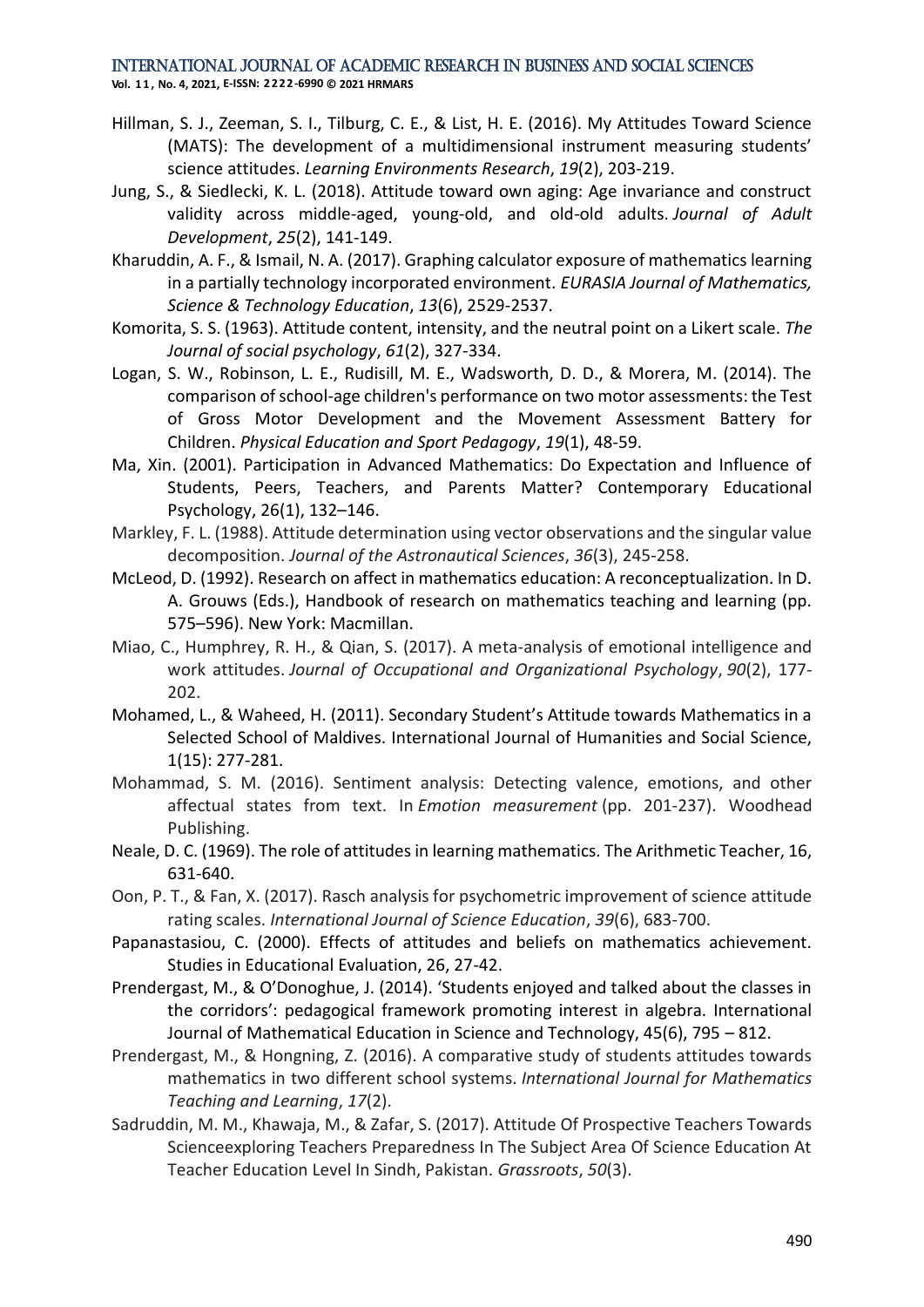Hillman, S. J., Zeeman, S. I., Tilburg, C. E., & List, H. E. (2016). My Attitudes Toward Science (MATS): The development of a multidimensional instrument measuring students' science attitudes. *Learning Environments Research*, *19*(2), 203-219.

Jung, S., & Siedlecki, K. L. (2018). Attitude toward own aging: Age invariance and construct validity across middle-aged, young-old, and old-old adults. *Journal of Adult Development*, *25*(2), 141-149.

Kharuddin, A. F., & Ismail, N. A. (2017). Graphing calculator exposure of mathematics learning in a partially technology incorporated environment. *EURASIA Journal of Mathematics, Science & Technology Education*, *13*(6), 2529-2537.

Komorita, S. S. (1963). Attitude content, intensity, and the neutral point on a Likert scale. *The Journal of social psychology*, *61*(2), 327-334.

Logan, S. W., Robinson, L. E., Rudisill, M. E., Wadsworth, D. D., & Morera, M. (2014). The comparison of school-age children's performance on two motor assessments: the Test of Gross Motor Development and the Movement Assessment Battery for Children. *Physical Education and Sport Pedagogy*, *19*(1), 48-59.

Ma, Xin. (2001). Participation in Advanced Mathematics: Do Expectation and Influence of Students, Peers, Teachers, and Parents Matter? Contemporary Educational Psychology, 26(1), 132–146.

Markley, F. L. (1988). Attitude determination using vector observations and the singular value decomposition. *Journal of the Astronautical Sciences*, *36*(3), 245-258.

McLeod, D. (1992). Research on affect in mathematics education: A reconceptualization. In D. A. Grouws (Eds.), Handbook of research on mathematics teaching and learning (pp. 575–596). New York: Macmillan.

Miao, C., Humphrey, R. H., & Qian, S. (2017). A meta-analysis of emotional intelligence and work attitudes. *Journal of Occupational and Organizational Psychology*, *90*(2), 177-202.

Mohamed, L., & Waheed, H. (2011). Secondary Student's Attitude towards Mathematics in a Selected School of Maldives. International Journal of Humanities and Social Science, 1(15): 277-281.

Mohammad, S. M. (2016). Sentiment analysis: Detecting valence, emotions, and other affectual states from text. In *Emotion measurement* (pp. 201-237). Woodhead Publishing.

Neale, D. C. (1969). The role of attitudes in learning mathematics. The Arithmetic Teacher, 16, 631-640.

Oon, P. T., & Fan, X. (2017). Rasch analysis for psychometric improvement of science attitude rating scales. *International Journal of Science Education*, *39*(6), 683-700.

Papanastasiou, C. (2000). Effects of attitudes and beliefs on mathematics achievement. Studies in Educational Evaluation, 26, 27-42.

Prendergast, M., & O'Donoghue, J. (2014). 'Students enjoyed and talked about the classes in the corridors': pedagogical framework promoting interest in algebra. International Journal of Mathematical Education in Science and Technology, 45(6), 795 – 812.

Prendergast, M., & Hongning, Z. (2016). A comparative study of students attitudes towards mathematics in two different school systems. *International Journal for Mathematics Teaching and Learning*, *17*(2).

Sadruddin, M. M., Khawaja, M., & Zafar, S. (2017). Attitude Of Prospective Teachers Towards Scienceexploring Teachers Preparedness In The Subject Area Of Science Education At Teacher Education Level In Sindh, Pakistan. *Grassroots*, *50*(3).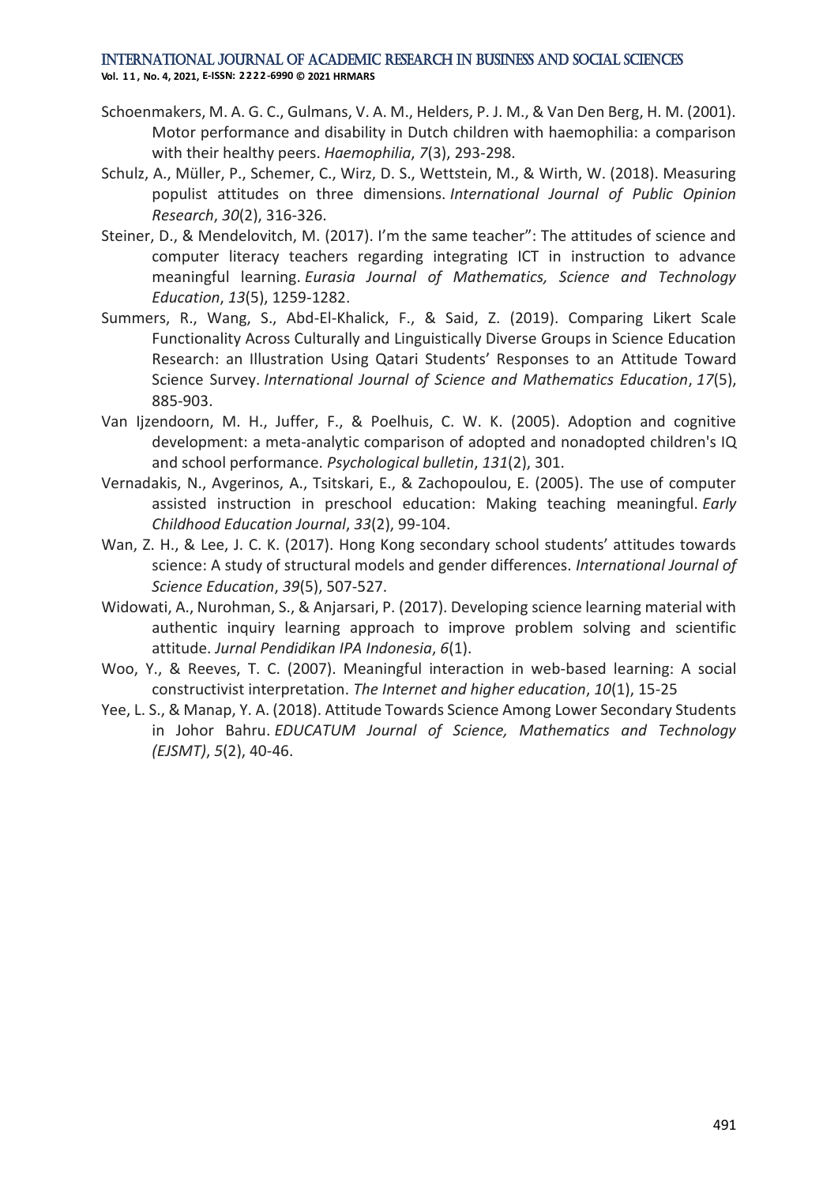Schoenmakers, M. A. G. C., Gulmans, V. A. M., Helders, P. J. M., & Van Den Berg, H. M. (2001). Motor performance and disability in Dutch children with haemophilia: a comparison with their healthy peers. *Haemophilia*, *7*(3), 293-298.

Schulz, A., Müller, P., Schemer, C., Wirz, D. S., Wettstein, M., & Wirth, W. (2018). Measuring populist attitudes on three dimensions. *International Journal of Public Opinion Research*, *30*(2), 316-326.

Steiner, D., & Mendelovitch, M. (2017). I'm the same teacher": The attitudes of science and computer literacy teachers regarding integrating ICT in instruction to advance meaningful learning. *Eurasia Journal of Mathematics, Science and Technology Education*, *13*(5), 1259-1282.

Summers, R., Wang, S., Abd-El-Khalick, F., & Said, Z. (2019). Comparing Likert Scale Functionality Across Culturally and Linguistically Diverse Groups in Science Education Research: an Illustration Using Qatari Students' Responses to an Attitude Toward Science Survey. *International Journal of Science and Mathematics Education*, *17*(5), 885-903.

Van Ijzendoorn, M. H., Juffer, F., & Poelhuis, C. W. K. (2005). Adoption and cognitive development: a meta-analytic comparison of adopted and nonadopted children's IQ and school performance. *Psychological bulletin*, *131*(2), 301.

Vernadakis, N., Avgerinos, A., Tsitskari, E., & Zachopoulou, E. (2005). The use of computer assisted instruction in preschool education: Making teaching meaningful. *Early Childhood Education Journal*, *33*(2), 99-104.

Wan, Z. H., & Lee, J. C. K. (2017). Hong Kong secondary school students' attitudes towards science: A study of structural models and gender differences. *International Journal of Science Education*, *39*(5), 507-527.

Widowati, A., Nurohman, S., & Anjarsari, P. (2017). Developing science learning material with authentic inquiry learning approach to improve problem solving and scientific attitude. *Jurnal Pendidikan IPA Indonesia*, *6*(1).

Woo, Y., & Reeves, T. C. (2007). Meaningful interaction in web-based learning: A social constructivist interpretation. *The Internet and higher education*, *10*(1), 15-25

Yee, L. S., & Manap, Y. A. (2018). Attitude Towards Science Among Lower Secondary Students in Johor Bahru. *EDUCATUM Journal of Science, Mathematics and Technology (EJSMT)*, *5*(2), 40-46.